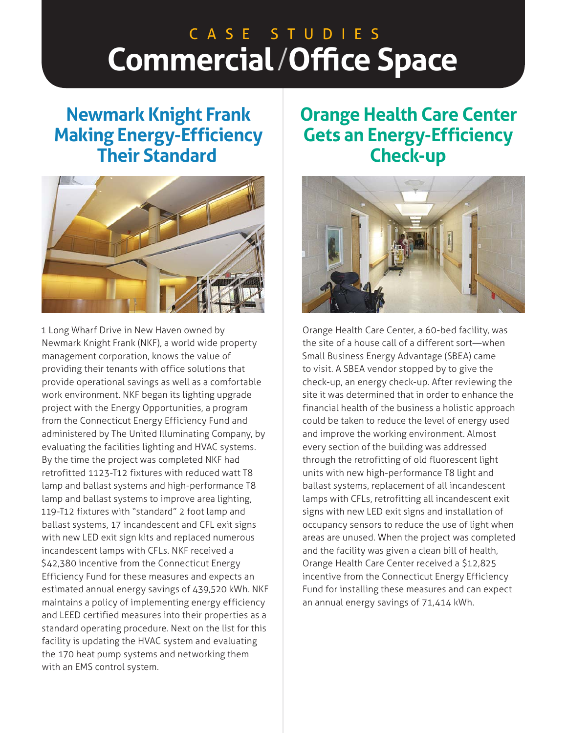# CASE STUDIES
# Commercial /Office Space

## Newmark Knight Frank Making Energy-Efficiency Their Standard

1 Long Wharf Drive in New Haven owned by Newmark Knight Frank (NKF), a world wide property management corporation, knows the value of providing their tenants with office solutions that provide operational savings as well as a comfortable work environment. NKF began its lighting upgrade project with the Energy Opportunities, a program from the Connecticut Energy Efficiency Fund and administered by The United Illuminating Company, by evaluating the facilities lighting and HVAC systems. By the time the project was completed NKF had retrofitted 1123-T12 fixtures with reduced watt T8 lamp and ballast systems and high-performance T8 lamp and ballast systems to improve area lighting, 119-T12 fixtures with "standard" 2 foot lamp and ballast systems, 17 incandescent and CFL exit signs with new LED exit sign kits and replaced numerous incandescent lamps with CFLs. NKF received a $42,380 incentive from the Connecticut Energy Efficiency Fund for these measures and expects an estimated annual energy savings of 439,520 kWh. NKF maintains a policy of implementing energy efficiency and LEED certified measures into their properties as a standard operating procedure. Next on the list for this facility is updating the HVAC system and evaluating the 170 heat pump systems and networking them with an EMS control system.

## Orange Health Care Center Gets an Energy-Efficiency Check-up

Orange Health Care Center, a 60-bed facility, was the site of a house call of a different sort—when Small Business Energy Advantage (SBEA) came to visit. A SBEA vendor stopped by to give the check-up, an energy check-up. After reviewing the site it was determined that in order to enhance the financial health of the business a holistic approach could be taken to reduce the level of energy used and improve the working environment. Almost every section of the building was addressed through the retrofitting of old fluorescent light units with new high-performance T8 light and ballast systems, replacement of all incandescent lamps with CFLs, retrofitting all incandescent exit signs with new LED exit signs and installation of occupancy sensors to reduce the use of light when areas are unused. When the project was completed and the facility was given a clean bill of health, Orange Health Care Center received a $12,825 incentive from the Connecticut Energy Efficiency Fund for installing these measures and can expect an annual energy savings of 71,414 kWh.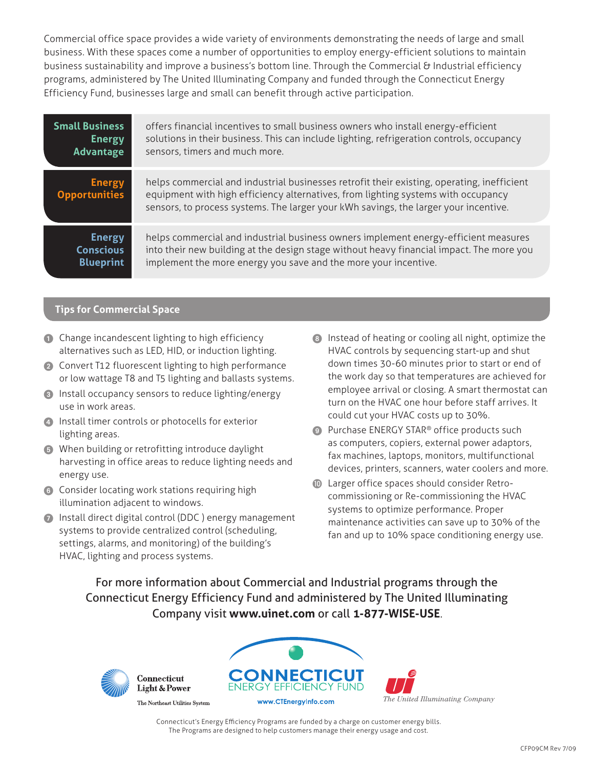Commercial office space provides a wide variety of environments demonstrating the needs of large and small business. With these spaces come a number of opportunities to employ energy-efficient solutions to maintain business sustainability and improve a business's bottom line. Through the Commercial & Industrial efficiency programs, administered by The United Illuminating Company and funded through the Connecticut Energy Efficiency Fund, businesses large and small can benefit through active participation.

| Program | Description |
|---|---|
| **Small Business Energy Advantage** | offers financial incentives to small business owners who install energy-efficient solutions in their business. This can include lighting, refrigeration controls, occupancy sensors, timers and much more. |
| **Energy Opportunities** | helps commercial and industrial businesses retrofit their existing, operating, inefficient equipment with high efficiency alternatives, from lighting systems with occupancy sensors, to process systems. The larger your kWh savings, the larger your incentive. |
| **Energy Conscious Blueprint** | helps commercial and industrial business owners implement energy-efficient measures into their new building at the design stage without heavy financial impact. The more you implement the more energy you save and the more your incentive. |

## Tips for Commercial Space

1. Change incandescent lighting to high efficiency alternatives such as LED, HID, or induction lighting.
2. Convert T12 fluorescent lighting to high performance or low wattage T8 and T5 lighting and ballasts systems.
3. Install occupancy sensors to reduce lighting/energy use in work areas.
4. Install timer controls or photocells for exterior lighting areas.
5. When building or retrofitting introduce daylight harvesting in office areas to reduce lighting needs and energy use.
6. Consider locating work stations requiring high illumination adjacent to windows.
7. Install direct digital control (DDC ) energy management systems to provide centralized control (scheduling, settings, alarms, and monitoring) of the building's HVAC, lighting and process systems.
8. Instead of heating or cooling all night, optimize the HVAC controls by sequencing start-up and shut down times 30-60 minutes prior to start or end of the work day so that temperatures are achieved for employee arrival or closing. A smart thermostat can turn on the HVAC one hour before staff arrives. It could cut your HVAC costs up to 30%.
9. Purchase ENERGY STAR® office products such as computers, copiers, external power adaptors, fax machines, laptops, monitors, multifunctional devices, printers, scanners, water coolers and more.
10. Larger office spaces should consider Retro-commissioning or Re-commissioning the HVAC systems to optimize performance. Proper maintenance activities can save up to 30% of the fan and up to 10% space conditioning energy use.

For more information about Commercial and Industrial programs through the Connecticut Energy Efficiency Fund and administered by The United Illuminating Company visit **www.uinet.com** or call **1-877-WISE-USE**.

Connecticut Light & Power
The Northeast Utilities System

CONNECTICUT ENERGY EFFICIENCY FUND
www.CTEnergyInfo.com

The United Illuminating Company

Connecticut's Energy Efficiency Programs are funded by a charge on customer energy bills.
The Programs are designed to help customers manage their energy usage and cost.

CFP09CM Rev 7/09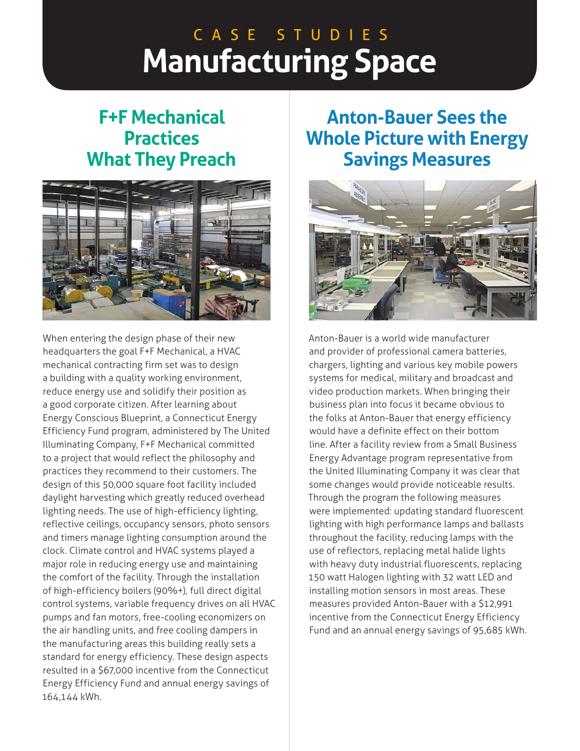# CASE STUDIES
# Manufacturing Space

## F+F Mechanical Practices What They Preach

When entering the design phase of their new headquarters the goal F+F Mechanical, a HVAC mechanical contracting firm set was to design a building with a quality working environment, reduce energy use and solidify their position as a good corporate citizen. After learning about Energy Conscious Blueprint, a Connecticut Energy Efficiency Fund program, administered by The United Illuminating Company, F+F Mechanical committed to a project that would reflect the philosophy and practices they recommend to their customers. The design of this 50,000 square foot facility included daylight harvesting which greatly reduced overhead lighting needs. The use of high-efficiency lighting, reflective ceilings, occupancy sensors, photo sensors and timers manage lighting consumption around the clock. Climate control and HVAC systems played a major role in reducing energy use and maintaining the comfort of the facility. Through the installation of high-efficiency boilers (90%+), full direct digital control systems, variable frequency drives on all HVAC pumps and fan motors, free-cooling economizers on the air handling units, and free cooling dampers in the manufacturing areas this building really sets a standard for energy efficiency. These design aspects resulted in a $67,000 incentive from the Connecticut Energy Efficiency Fund and annual energy savings of 164,144 kWh.

## Anton-Bauer Sees the Whole Picture with Energy Savings Measures

Anton-Bauer is a world wide manufacturer and provider of professional camera batteries, chargers, lighting and various key mobile powers systems for medical, military and broadcast and video production markets. When bringing their business plan into focus it became obvious to the folks at Anton-Bauer that energy efficiency would have a definite effect on their bottom line. After a facility review from a Small Business Energy Advantage program representative from the United Illuminating Company it was clear that some changes would provide noticeable results. Through the program the following measures were implemented: updating standard fluorescent lighting with high performance lamps and ballasts throughout the facility, reducing lamps with the use of reflectors, replacing metal halide lights with heavy duty industrial fluorescents, replacing 150 watt Halogen lighting with 32 watt LED and installing motion sensors in most areas. These measures provided Anton-Bauer with a $12,991 incentive from the Connecticut Energy Efficiency Fund and an annual energy savings of 95,685 kWh.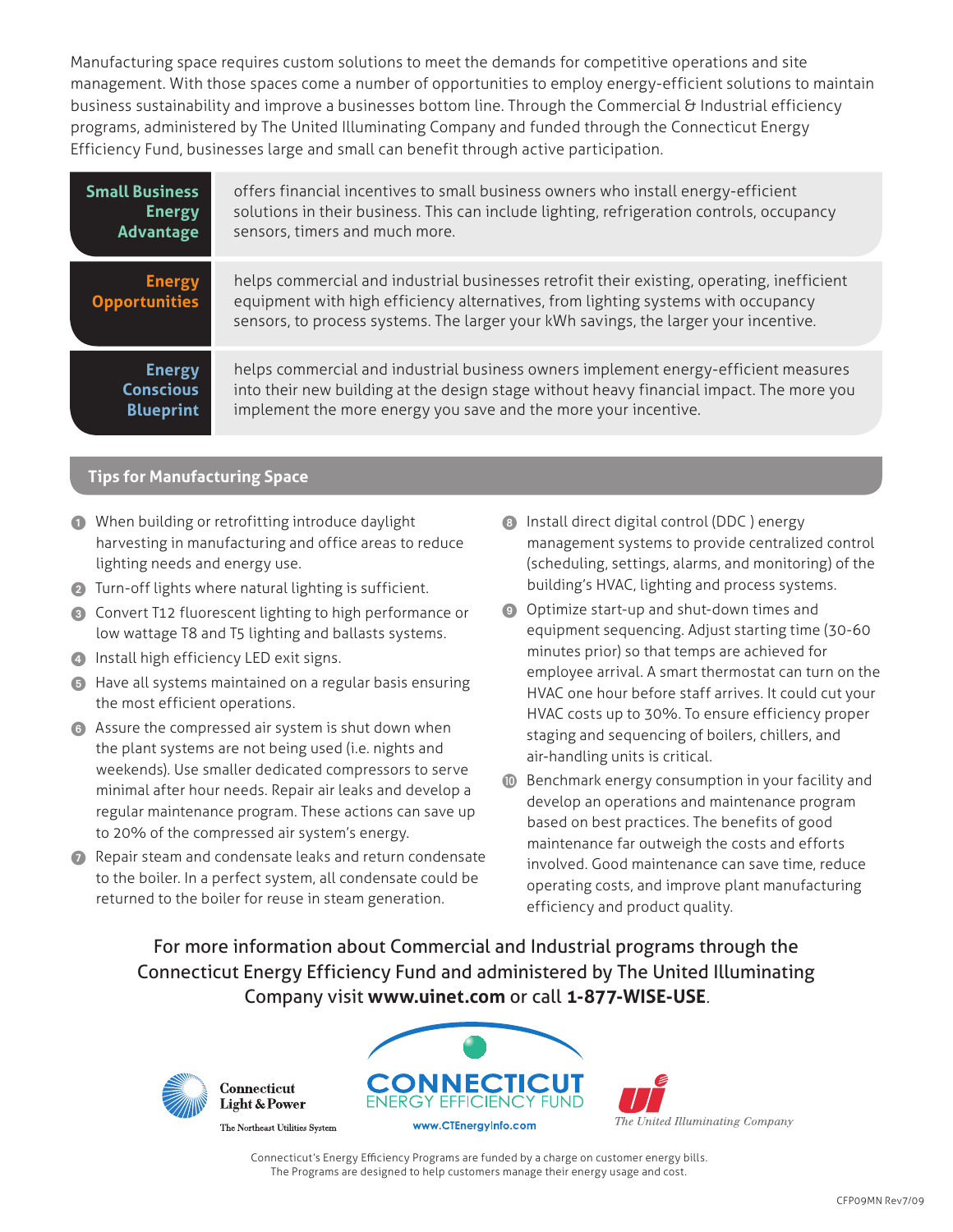Manufacturing space requires custom solutions to meet the demands for competitive operations and site management. With those spaces come a number of opportunities to employ energy-efficient solutions to maintain business sustainability and improve a businesses bottom line. Through the Commercial & Industrial efficiency programs, administered by The United Illuminating Company and funded through the Connecticut Energy Efficiency Fund, businesses large and small can benefit through active participation.

| | |
|---|---|
| **Small Business Energy Advantage** | offers financial incentives to small business owners who install energy-efficient solutions in their business. This can include lighting, refrigeration controls, occupancy sensors, timers and much more. |
| **Energy Opportunities** | helps commercial and industrial businesses retrofit their existing, operating, inefficient equipment with high efficiency alternatives, from lighting systems with occupancy sensors, to process systems. The larger your kWh savings, the larger your incentive. |
| **Energy Conscious Blueprint** | helps commercial and industrial business owners implement energy-efficient measures into their new building at the design stage without heavy financial impact. The more you implement the more energy you save and the more your incentive. |

## Tips for Manufacturing Space

1. When building or retrofitting introduce daylight harvesting in manufacturing and office areas to reduce lighting needs and energy use.
2. Turn-off lights where natural lighting is sufficient.
3. Convert T12 fluorescent lighting to high performance or low wattage T8 and T5 lighting and ballasts systems.
4. Install high efficiency LED exit signs.
5. Have all systems maintained on a regular basis ensuring the most efficient operations.
6. Assure the compressed air system is shut down when the plant systems are not being used (i.e. nights and weekends). Use smaller dedicated compressors to serve minimal after hour needs. Repair air leaks and develop a regular maintenance program. These actions can save up to 20% of the compressed air system's energy.
7. Repair steam and condensate leaks and return condensate to the boiler. In a perfect system, all condensate could be returned to the boiler for reuse in steam generation.
8. Install direct digital control (DDC ) energy management systems to provide centralized control (scheduling, settings, alarms, and monitoring) of the building's HVAC, lighting and process systems.
9. Optimize start-up and shut-down times and equipment sequencing. Adjust starting time (30-60 minutes prior) so that temps are achieved for employee arrival. A smart thermostat can turn on the HVAC one hour before staff arrives. It could cut your HVAC costs up to 30%. To ensure efficiency proper staging and sequencing of boilers, chillers, and air-handling units is critical.
10. Benchmark energy consumption in your facility and develop an operations and maintenance program based on best practices. The benefits of good maintenance far outweigh the costs and efforts involved. Good maintenance can save time, reduce operating costs, and improve plant manufacturing efficiency and product quality.

For more information about Commercial and Industrial programs through the Connecticut Energy Efficiency Fund and administered by The United Illuminating Company visit **www.uinet.com** or call **1-877-WISE-USE**.

Connecticut Light & Power
The Northeast Utilities System

CONNECTICUT ENERGY EFFICIENCY FUND
www.CTEnergyInfo.com

The United Illuminating Company

Connecticut's Energy Efficiency Programs are funded by a charge on customer energy bills.
The Programs are designed to help customers manage their energy usage and cost.

CFP09MN Rev7/09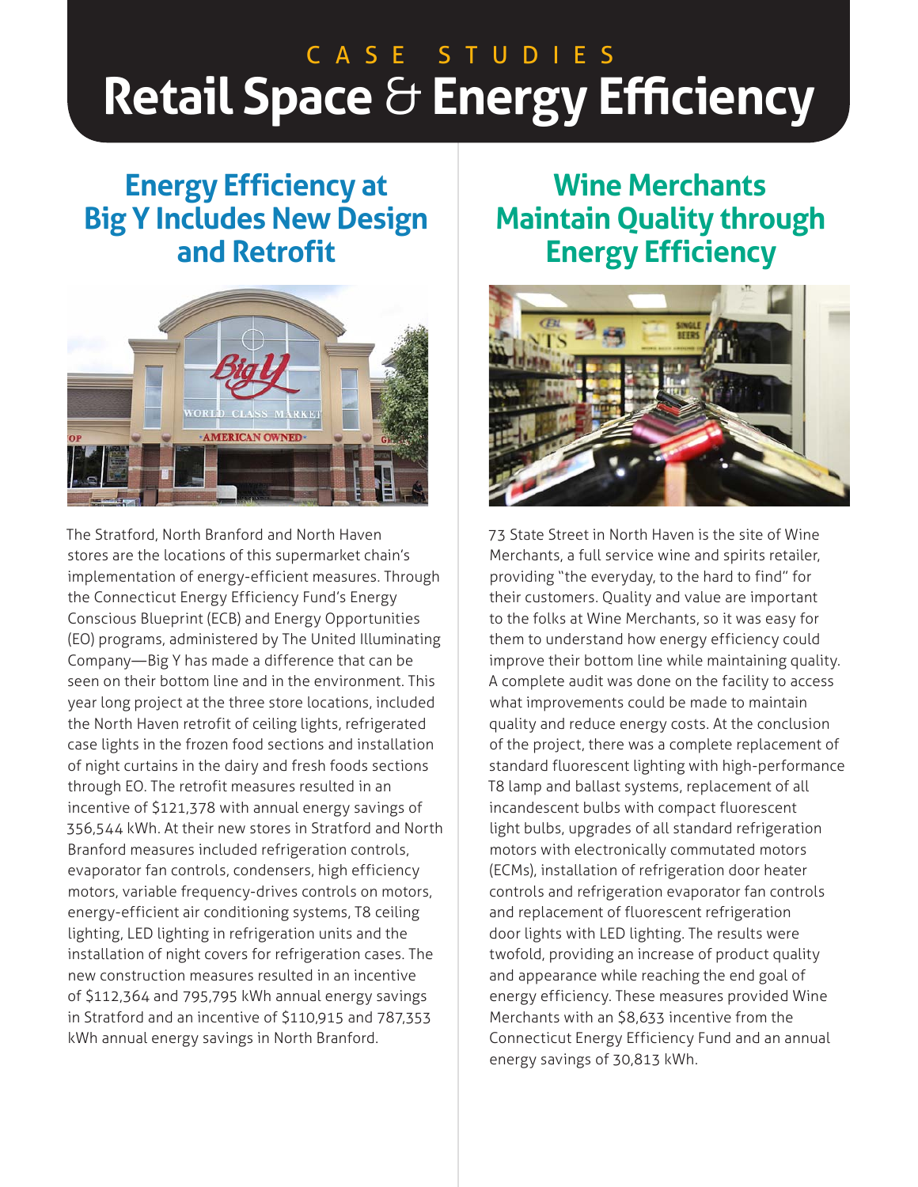CASE STUDIES

# Retail Space & Energy Efficiency

## Energy Efficiency at Big Y Includes New Design and Retrofit

The Stratford, North Branford and North Haven stores are the locations of this supermarket chain's implementation of energy-efficient measures. Through the Connecticut Energy Efficiency Fund's Energy Conscious Blueprint (ECB) and Energy Opportunities (EO) programs, administered by The United Illuminating Company—Big Y has made a difference that can be seen on their bottom line and in the environment. This year long project at the three store locations, included the North Haven retrofit of ceiling lights, refrigerated case lights in the frozen food sections and installation of night curtains in the dairy and fresh foods sections through EO. The retrofit measures resulted in an incentive of $121,378 with annual energy savings of 356,544 kWh. At their new stores in Stratford and North Branford measures included refrigeration controls, evaporator fan controls, condensers, high efficiency motors, variable frequency-drives controls on motors, energy-efficient air conditioning systems, T8 ceiling lighting, LED lighting in refrigeration units and the installation of night covers for refrigeration cases. The new construction measures resulted in an incentive of $112,364 and 795,795 kWh annual energy savings in Stratford and an incentive of $110,915 and 787,353 kWh annual energy savings in North Branford.

## Wine Merchants Maintain Quality through Energy Efficiency

73 State Street in North Haven is the site of Wine Merchants, a full service wine and spirits retailer, providing "the everyday, to the hard to find" for their customers. Quality and value are important to the folks at Wine Merchants, so it was easy for them to understand how energy efficiency could improve their bottom line while maintaining quality. A complete audit was done on the facility to access what improvements could be made to maintain quality and reduce energy costs. At the conclusion of the project, there was a complete replacement of standard fluorescent lighting with high-performance T8 lamp and ballast systems, replacement of all incandescent bulbs with compact fluorescent light bulbs, upgrades of all standard refrigeration motors with electronically commutated motors (ECMs), installation of refrigeration door heater controls and refrigeration evaporator fan controls and replacement of fluorescent refrigeration door lights with LED lighting. The results were twofold, providing an increase of product quality and appearance while reaching the end goal of energy efficiency. These measures provided Wine Merchants with an $8,633 incentive from the Connecticut Energy Efficiency Fund and an annual energy savings of 30,813 kWh.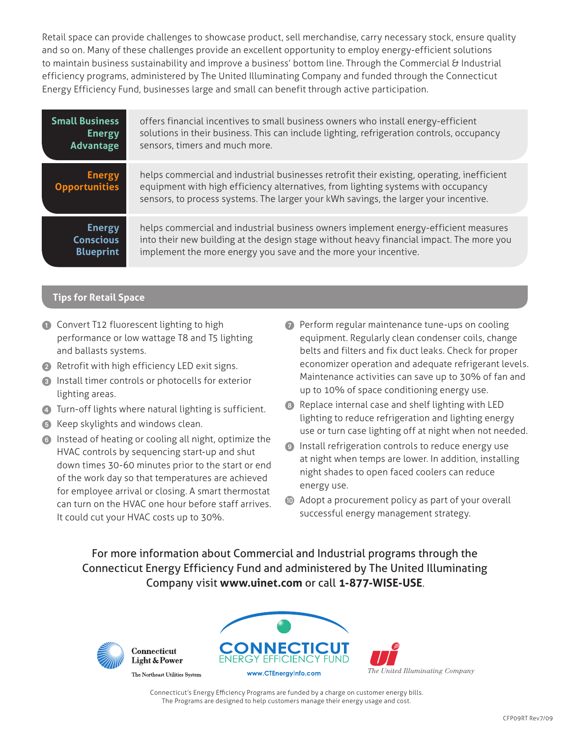Retail space can provide challenges to showcase product, sell merchandise, carry necessary stock, ensure quality and so on. Many of these challenges provide an excellent opportunity to employ energy-efficient solutions to maintain business sustainability and improve a business' bottom line. Through the Commercial & Industrial efficiency programs, administered by The United Illuminating Company and funded through the Connecticut Energy Efficiency Fund, businesses large and small can benefit through active participation.

| Program | Description |
|---|---|
| **Small Business Energy Advantage** | offers financial incentives to small business owners who install energy-efficient solutions in their business. This can include lighting, refrigeration controls, occupancy sensors, timers and much more. |
| **Energy Opportunities** | helps commercial and industrial businesses retrofit their existing, operating, inefficient equipment with high efficiency alternatives, from lighting systems with occupancy sensors, to process systems. The larger your kWh savings, the larger your incentive. |
| **Energy Conscious Blueprint** | helps commercial and industrial business owners implement energy-efficient measures into their new building at the design stage without heavy financial impact. The more you implement the more energy you save and the more your incentive. |

## Tips for Retail Space

1. Convert T12 fluorescent lighting to high performance or low wattage T8 and T5 lighting and ballasts systems.
2. Retrofit with high efficiency LED exit signs.
3. Install timer controls or photocells for exterior lighting areas.
4. Turn-off lights where natural lighting is sufficient.
5. Keep skylights and windows clean.
6. Instead of heating or cooling all night, optimize the HVAC controls by sequencing start-up and shut down times 30-60 minutes prior to the start or end of the work day so that temperatures are achieved for employee arrival or closing. A smart thermostat can turn on the HVAC one hour before staff arrives. It could cut your HVAC costs up to 30%.
7. Perform regular maintenance tune-ups on cooling equipment. Regularly clean condenser coils, change belts and filters and fix duct leaks. Check for proper economizer operation and adequate refrigerant levels. Maintenance activities can save up to 30% of fan and up to 10% of space conditioning energy use.
8. Replace internal case and shelf lighting with LED lighting to reduce refrigeration and lighting energy use or turn case lighting off at night when not needed.
9. Install refrigeration controls to reduce energy use at night when temps are lower. In addition, installing night shades to open faced coolers can reduce energy use.
10. Adopt a procurement policy as part of your overall successful energy management strategy.

For more information about Commercial and Industrial programs through the Connecticut Energy Efficiency Fund and administered by The United Illuminating Company visit **www.uinet.com** or call **1-877-WISE-USE**.

Connecticut Light & Power — The Northeast Utilities System

CONNECTICUT ENERGY EFFICIENCY FUND — www.CTEnergyInfo.com

The United Illuminating Company

Connecticut's Energy Efficiency Programs are funded by a charge on customer energy bills. The Programs are designed to help customers manage their energy usage and cost.

CFP09RT Rev7/09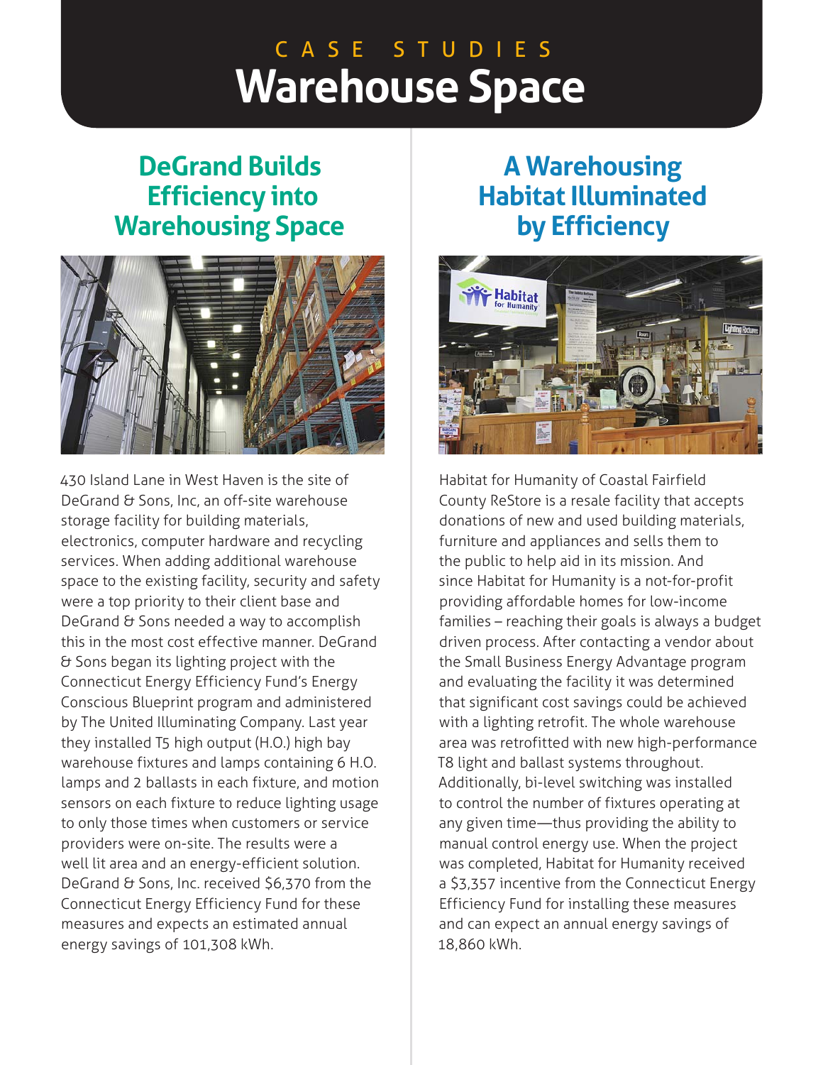CASE STUDIES

# Warehouse Space

## DeGrand Builds Efficiency into Warehousing Space

430 Island Lane in West Haven is the site of DeGrand & Sons, Inc, an off-site warehouse storage facility for building materials, electronics, computer hardware and recycling services. When adding additional warehouse space to the existing facility, security and safety were a top priority to their client base and DeGrand & Sons needed a way to accomplish this in the most cost effective manner. DeGrand & Sons began its lighting project with the Connecticut Energy Efficiency Fund's Energy Conscious Blueprint program and administered by The United Illuminating Company. Last year they installed T5 high output (H.O.) high bay warehouse fixtures and lamps containing 6 H.O. lamps and 2 ballasts in each fixture, and motion sensors on each fixture to reduce lighting usage to only those times when customers or service providers were on-site. The results were a well lit area and an energy-efficient solution. DeGrand & Sons, Inc. received $6,370 from the Connecticut Energy Efficiency Fund for these measures and expects an estimated annual energy savings of 101,308 kWh.

## A Warehousing Habitat Illuminated by Efficiency

Habitat for Humanity of Coastal Fairfield County ReStore is a resale facility that accepts donations of new and used building materials, furniture and appliances and sells them to the public to help aid in its mission. And since Habitat for Humanity is a not-for-profit providing affordable homes for low-income families – reaching their goals is always a budget driven process. After contacting a vendor about the Small Business Energy Advantage program and evaluating the facility it was determined that significant cost savings could be achieved with a lighting retrofit. The whole warehouse area was retrofitted with new high-performance T8 light and ballast systems throughout. Additionally, bi-level switching was installed to control the number of fixtures operating at any given time—thus providing the ability to manual control energy use. When the project was completed, Habitat for Humanity received a $3,357 incentive from the Connecticut Energy Efficiency Fund for installing these measures and can expect an annual energy savings of 18,860 kWh.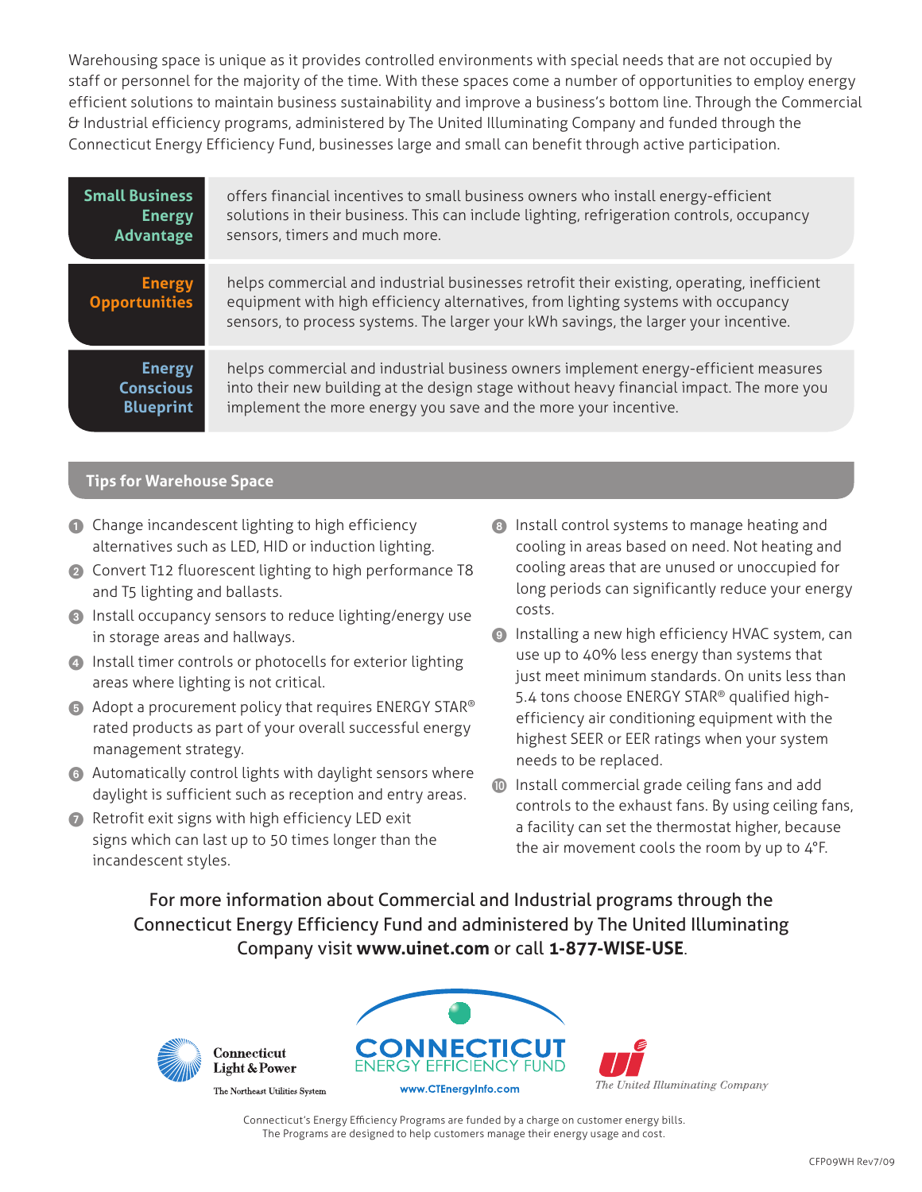Warehousing space is unique as it provides controlled environments with special needs that are not occupied by staff or personnel for the majority of the time. With these spaces come a number of opportunities to employ energy efficient solutions to maintain business sustainability and improve a business's bottom line. Through the Commercial & Industrial efficiency programs, administered by The United Illuminating Company and funded through the Connecticut Energy Efficiency Fund, businesses large and small can benefit through active participation.

| | |
|---|---|
| **Small Business Energy Advantage** | offers financial incentives to small business owners who install energy-efficient solutions in their business. This can include lighting, refrigeration controls, occupancy sensors, timers and much more. |
| **Energy Opportunities** | helps commercial and industrial businesses retrofit their existing, operating, inefficient equipment with high efficiency alternatives, from lighting systems with occupancy sensors, to process systems. The larger your kWh savings, the larger your incentive. |
| **Energy Conscious Blueprint** | helps commercial and industrial business owners implement energy-efficient measures into their new building at the design stage without heavy financial impact. The more you implement the more energy you save and the more your incentive. |

## Tips for Warehouse Space

1. Change incandescent lighting to high efficiency alternatives such as LED, HID or induction lighting.
2. Convert T12 fluorescent lighting to high performance T8 and T5 lighting and ballasts.
3. Install occupancy sensors to reduce lighting/energy use in storage areas and hallways.
4. Install timer controls or photocells for exterior lighting areas where lighting is not critical.
5. Adopt a procurement policy that requires ENERGY STAR® rated products as part of your overall successful energy management strategy.
6. Automatically control lights with daylight sensors where daylight is sufficient such as reception and entry areas.
7. Retrofit exit signs with high efficiency LED exit signs which can last up to 50 times longer than the incandescent styles.
8. Install control systems to manage heating and cooling in areas based on need. Not heating and cooling areas that are unused or unoccupied for long periods can significantly reduce your energy costs.
9. Installing a new high efficiency HVAC system, can use up to 40% less energy than systems that just meet minimum standards. On units less than 5.4 tons choose ENERGY STAR® qualified high-efficiency air conditioning equipment with the highest SEER or EER ratings when your system needs to be replaced.
10. Install commercial grade ceiling fans and add controls to the exhaust fans. By using ceiling fans, a facility can set the thermostat higher, because the air movement cools the room by up to 4°F.

For more information about Commercial and Industrial programs through the Connecticut Energy Efficiency Fund and administered by The United Illuminating Company visit **www.uinet.com** or call **1-877-WISE-USE**.

Connecticut Light & Power
The Northeast Utilities System

CONNECTICUT ENERGY EFFICIENCY FUND
www.CTEnergyInfo.com

The United Illuminating Company

Connecticut's Energy Efficiency Programs are funded by a charge on customer energy bills.
The Programs are designed to help customers manage their energy usage and cost.

CFP09WH Rev7/09